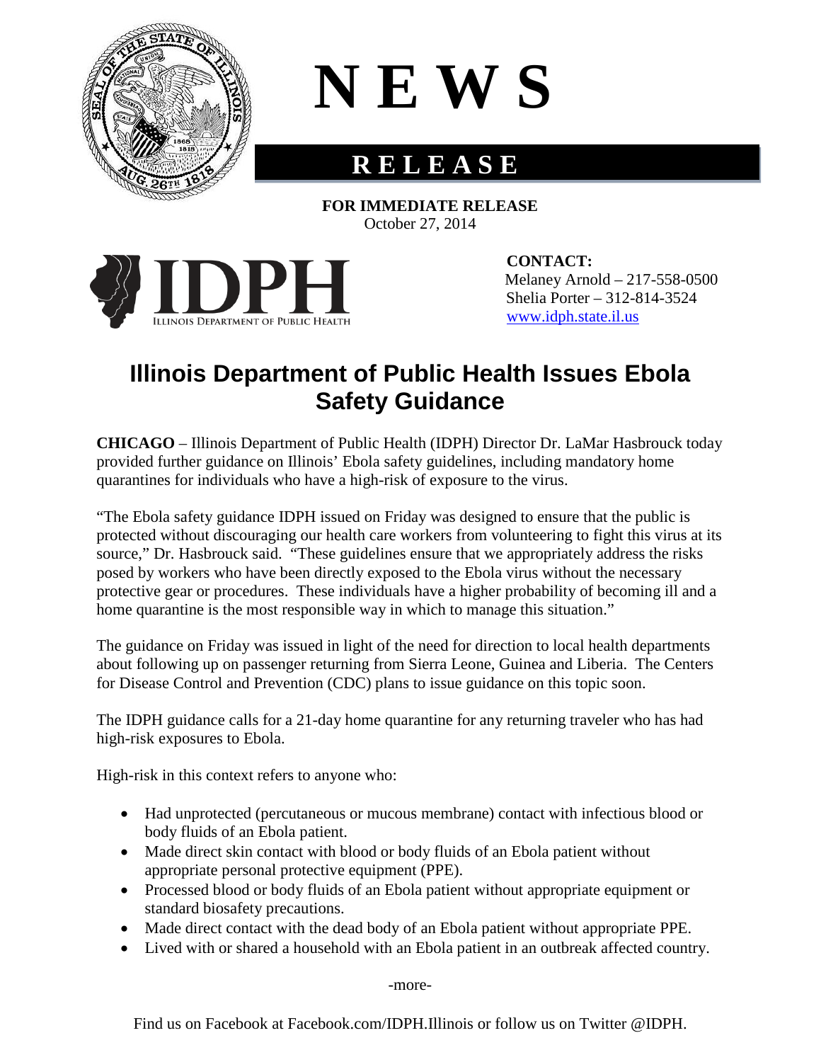# NEWS

## RELEASE

**FOR IMMEDIATE RELEASE**
October 27, 2014

IDPH
Illinois Department of Public Health

**CONTACT:**
Melaney Arnold – 217-558-0500
Shelia Porter – 312-814-3524
www.idph.state.il.us

# Illinois Department of Public Health Issues Ebola Safety Guidance

**CHICAGO** – Illinois Department of Public Health (IDPH) Director Dr. LaMar Hasbrouck today provided further guidance on Illinois' Ebola safety guidelines, including mandatory home quarantines for individuals who have a high-risk of exposure to the virus.

"The Ebola safety guidance IDPH issued on Friday was designed to ensure that the public is protected without discouraging our health care workers from volunteering to fight this virus at its source," Dr. Hasbrouck said. "These guidelines ensure that we appropriately address the risks posed by workers who have been directly exposed to the Ebola virus without the necessary protective gear or procedures. These individuals have a higher probability of becoming ill and a home quarantine is the most responsible way in which to manage this situation."

The guidance on Friday was issued in light of the need for direction to local health departments about following up on passenger returning from Sierra Leone, Guinea and Liberia. The Centers for Disease Control and Prevention (CDC) plans to issue guidance on this topic soon.

The IDPH guidance calls for a 21-day home quarantine for any returning traveler who has had high-risk exposures to Ebola.

High-risk in this context refers to anyone who:

- Had unprotected (percutaneous or mucous membrane) contact with infectious blood or body fluids of an Ebola patient.
- Made direct skin contact with blood or body fluids of an Ebola patient without appropriate personal protective equipment (PPE).
- Processed blood or body fluids of an Ebola patient without appropriate equipment or standard biosafety precautions.
- Made direct contact with the dead body of an Ebola patient without appropriate PPE.
- Lived with or shared a household with an Ebola patient in an outbreak affected country.

-more-

Find us on Facebook at Facebook.com/IDPH.Illinois or follow us on Twitter @IDPH.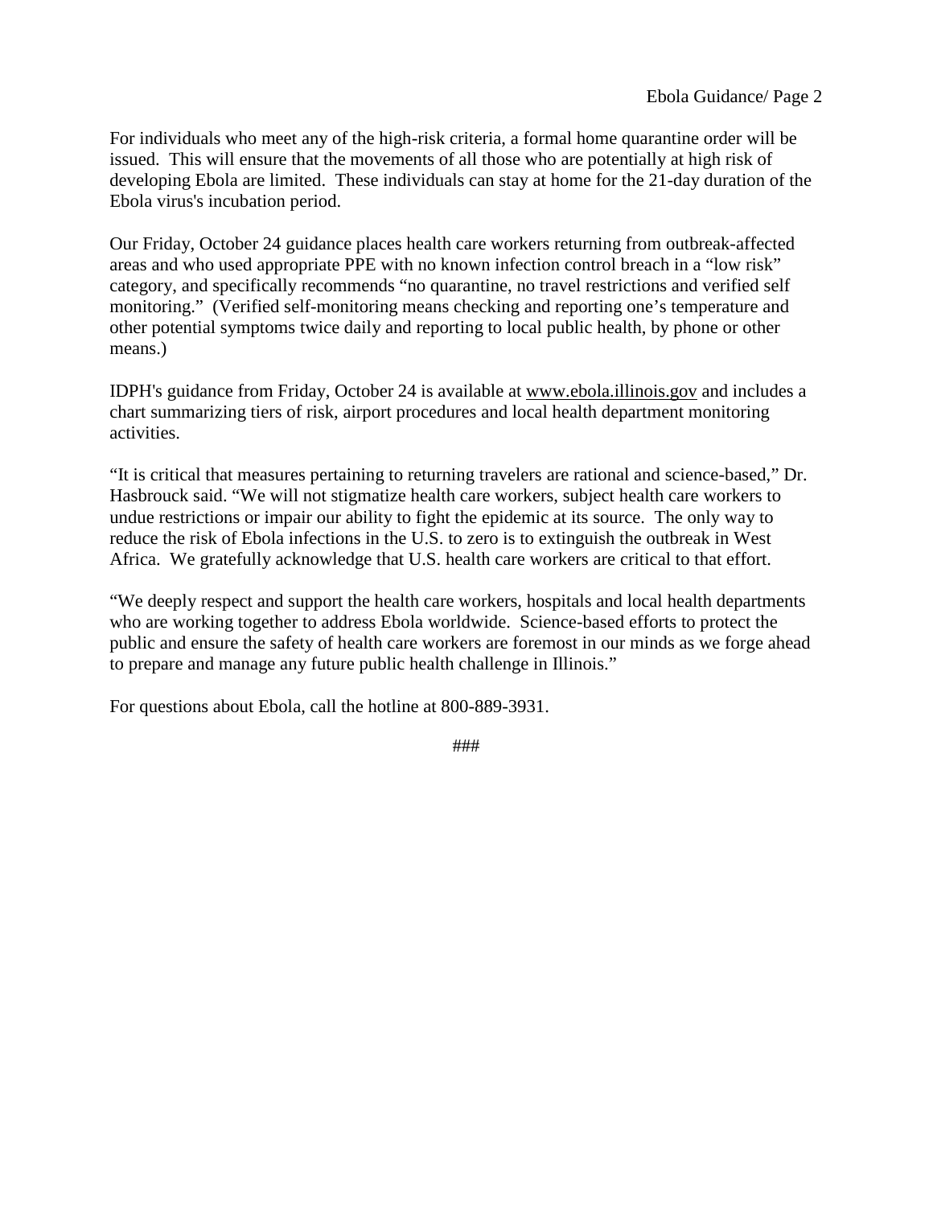For individuals who meet any of the high-risk criteria, a formal home quarantine order will be issued. This will ensure that the movements of all those who are potentially at high risk of developing Ebola are limited. These individuals can stay at home for the 21-day duration of the Ebola virus's incubation period.

Our Friday, October 24 guidance places health care workers returning from outbreak-affected areas and who used appropriate PPE with no known infection control breach in a "low risk" category, and specifically recommends "no quarantine, no travel restrictions and verified self monitoring." (Verified self-monitoring means checking and reporting one's temperature and other potential symptoms twice daily and reporting to local public health, by phone or other means.)

IDPH's guidance from Friday, October 24 is available at www.ebola.illinois.gov and includes a chart summarizing tiers of risk, airport procedures and local health department monitoring activities.

"It is critical that measures pertaining to returning travelers are rational and science-based," Dr. Hasbrouck said. "We will not stigmatize health care workers, subject health care workers to undue restrictions or impair our ability to fight the epidemic at its source. The only way to reduce the risk of Ebola infections in the U.S. to zero is to extinguish the outbreak in West Africa. We gratefully acknowledge that U.S. health care workers are critical to that effort.

"We deeply respect and support the health care workers, hospitals and local health departments who are working together to address Ebola worldwide. Science-based efforts to protect the public and ensure the safety of health care workers are foremost in our minds as we forge ahead to prepare and manage any future public health challenge in Illinois."

For questions about Ebola, call the hotline at 800-889-3931.

###